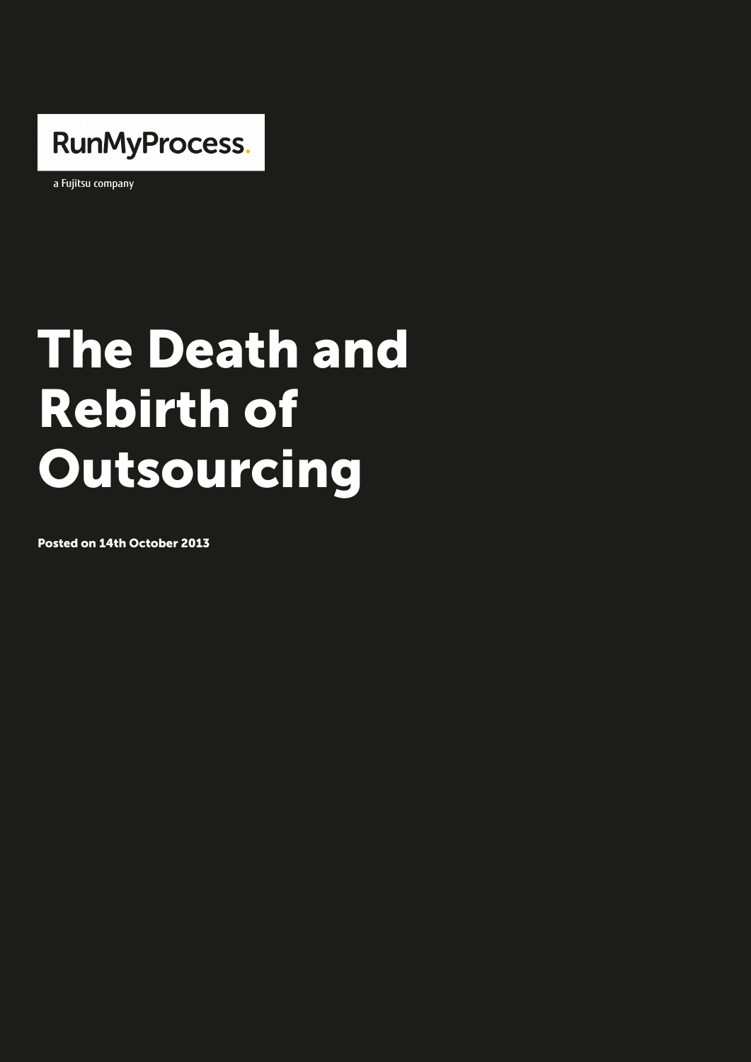RunMyProcess.

a Fujitsu company

# The Death and Rebirth of Outsourcing

**Posted on 14th October 2013**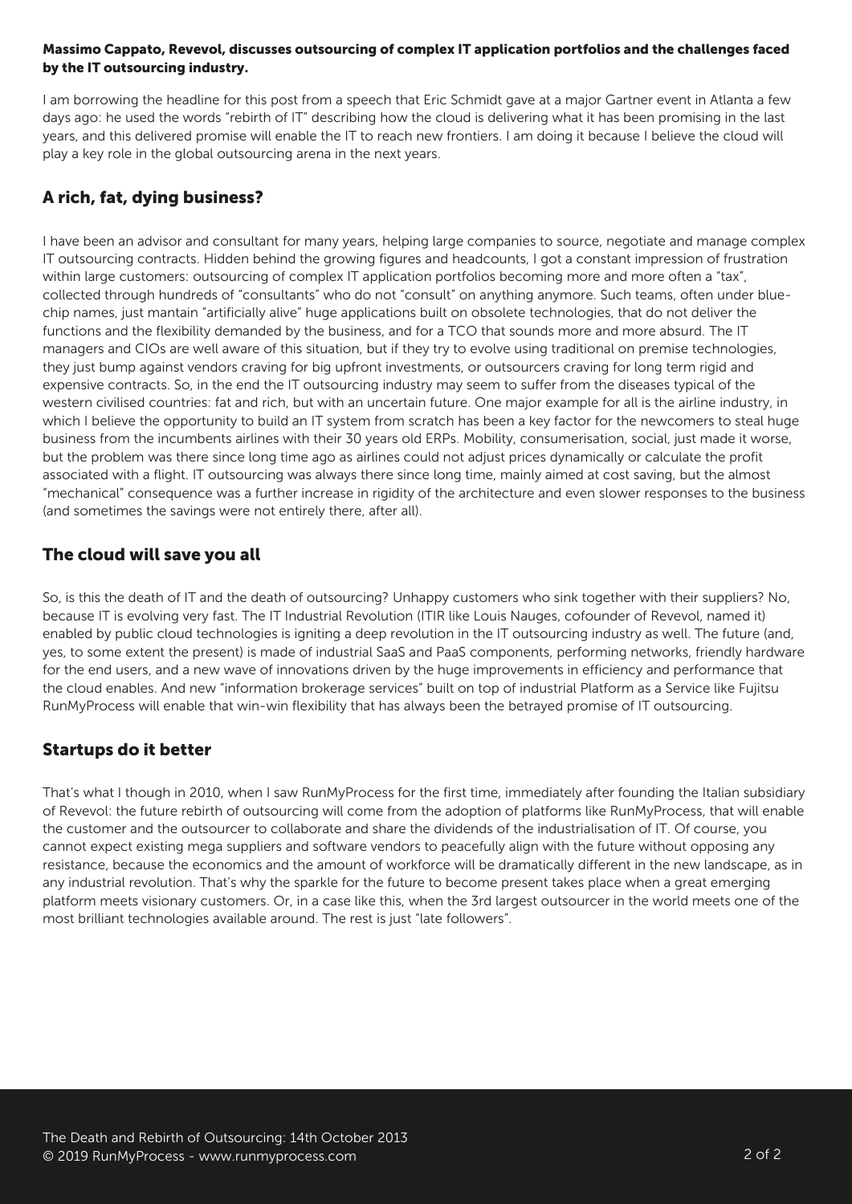**Massimo Cappato, Revevol, discusses outsourcing of complex IT application portfolios and the challenges faced by the IT outsourcing industry.**

I am borrowing the headline for this post from a speech that Eric Schmidt gave at a major Gartner event in Atlanta a few days ago: he used the words "rebirth of IT" describing how the cloud is delivering what it has been promising in the last years, and this delivered promise will enable the IT to reach new frontiers. I am doing it because I believe the cloud will play a key role in the global outsourcing arena in the next years.

## A rich, fat, dying business?

I have been an advisor and consultant for many years, helping large companies to source, negotiate and manage complex IT outsourcing contracts. Hidden behind the growing figures and headcounts, I got a constant impression of frustration within large customers: outsourcing of complex IT application portfolios becoming more and more often a "tax", collected through hundreds of "consultants" who do not "consult" on anything anymore. Such teams, often under blue-chip names, just mantain "artificially alive" huge applications built on obsolete technologies, that do not deliver the functions and the flexibility demanded by the business, and for a TCO that sounds more and more absurd. The IT managers and CIOs are well aware of this situation, but if they try to evolve using traditional on premise technologies, they just bump against vendors craving for big upfront investments, or outsourcers craving for long term rigid and expensive contracts. So, in the end the IT outsourcing industry may seem to suffer from the diseases typical of the western civilised countries: fat and rich, but with an uncertain future. One major example for all is the airline industry, in which I believe the opportunity to build an IT system from scratch has been a key factor for the newcomers to steal huge business from the incumbents airlines with their 30 years old ERPs. Mobility, consumerisation, social, just made it worse, but the problem was there since long time ago as airlines could not adjust prices dynamically or calculate the profit associated with a flight. IT outsourcing was always there since long time, mainly aimed at cost saving, but the almost "mechanical" consequence was a further increase in rigidity of the architecture and even slower responses to the business (and sometimes the savings were not entirely there, after all).

## The cloud will save you all

So, is this the death of IT and the death of outsourcing? Unhappy customers who sink together with their suppliers? No, because IT is evolving very fast. The IT Industrial Revolution (ITIR like Louis Nauges, cofounder of Revevol, named it) enabled by public cloud technologies is igniting a deep revolution in the IT outsourcing industry as well. The future (and, yes, to some extent the present) is made of industrial SaaS and PaaS components, performing networks, friendly hardware for the end users, and a new wave of innovations driven by the huge improvements in efficiency and performance that the cloud enables. And new "information brokerage services" built on top of industrial Platform as a Service like Fujitsu RunMyProcess will enable that win-win flexibility that has always been the betrayed promise of IT outsourcing.

## Startups do it better

That's what I though in 2010, when I saw RunMyProcess for the first time, immediately after founding the Italian subsidiary of Revevol: the future rebirth of outsourcing will come from the adoption of platforms like RunMyProcess, that will enable the customer and the outsourcer to collaborate and share the dividends of the industrialisation of IT. Of course, you cannot expect existing mega suppliers and software vendors to peacefully align with the future without opposing any resistance, because the economics and the amount of workforce will be dramatically different in the new landscape, as in any industrial revolution. That's why the sparkle for the future to become present takes place when a great emerging platform meets visionary customers. Or, in a case like this, when the 3rd largest outsourcer in the world meets one of the most brilliant technologies available around. The rest is just "late followers".